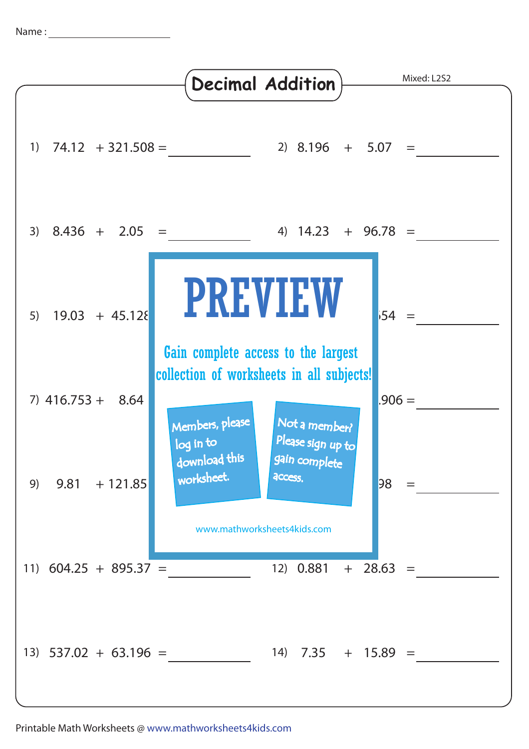Name : ____________________

# Decimal Addition

Mixed: L2S2

1) 74.12 + 321.508 = __________

2) 8.196 + 5.07 = __________

3) 8.436 + 2.05 = __________

4) 14.23 + 96.78 = __________

5) 19.03 + 45.128

6) 54 = __________

7) 416.753 + 8.64

8) .906 = __________

9) 9.81 + 121.85

10) 98 = __________

PREVIEW

Gain complete access to the largest collection of worksheets in all subjects!

Members, please log in to download this worksheet.

Not a member? Please sign up to gain complete access.

www.mathworksheets4kids.com

11) 604.25 + 895.37 = __________

12) 0.881 + 28.63 = __________

13) 537.02 + 63.196 = __________

14) 7.35 + 15.89 = __________

Printable Math Worksheets @ www.mathworksheets4kids.com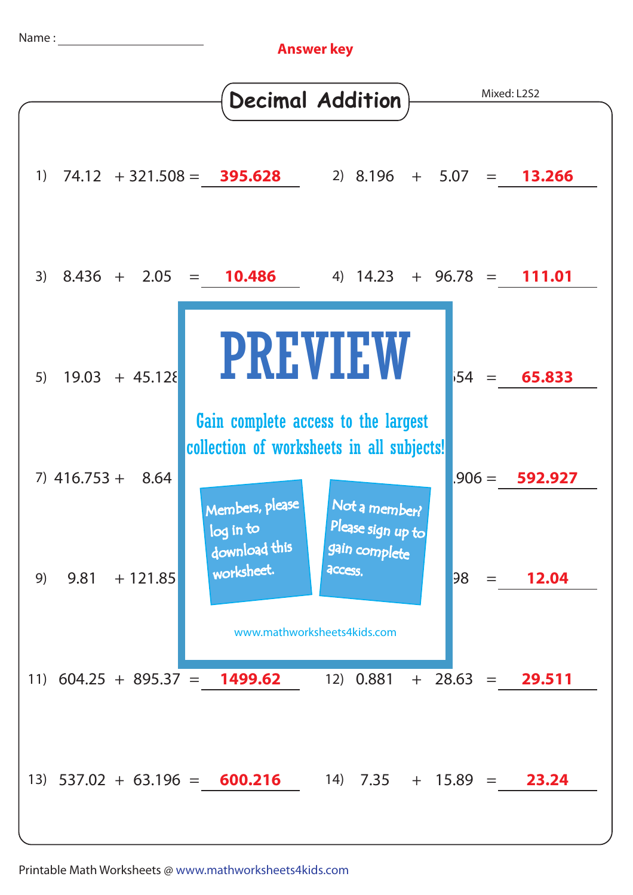Name : ____________________

**Answer key**

# Decimal Addition

Mixed: L2S2

1) 74.12 + 321.508 = **395.628**

2) 8.196 + 5.07 = **13.266**

3) 8.436 + 2.05 = **10.486**

4) 14.23 + 96.78 = **111.01**

5) 19.03 + 45.128

6) 54 = **65.833**

7) 416.753 + 8.64

8) .906 = **592.927**

9) 9.81 + 121.85

10) 98 = **12.04**

# PREVIEW

Gain complete access to the largest collection of worksheets in all subjects!

Members, please log in to download this worksheet.

Not a member? Please sign up to gain complete access.

www.mathworksheets4kids.com

11) 604.25 + 895.37 = **1499.62**

12) 0.881 + 28.63 = **29.511**

13) 537.02 + 63.196 = **600.216**

14) 7.35 + 15.89 = **23.24**

Printable Math Worksheets @ www.mathworksheets4kids.com